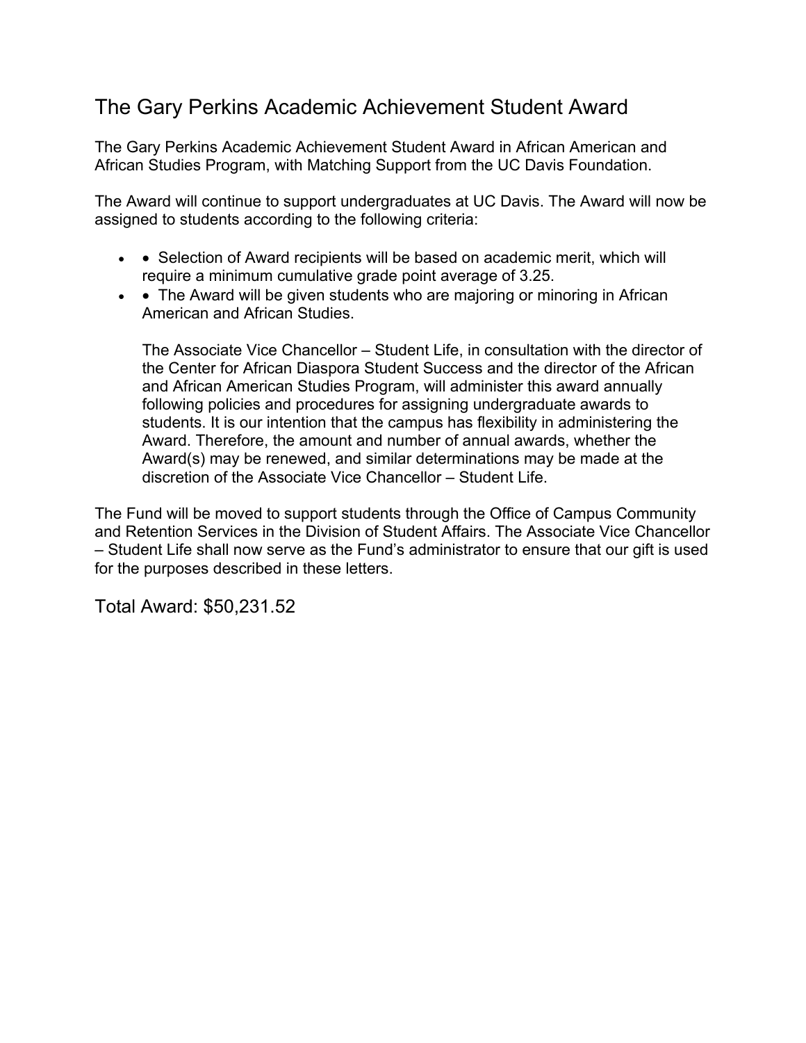# The Gary Perkins Academic Achievement Student Award

The Gary Perkins Academic Achievement Student Award in African American and African Studies Program, with Matching Support from the UC Davis Foundation.

The Award will continue to support undergraduates at UC Davis. The Award will now be assigned to students according to the following criteria:

- • Selection of Award recipients will be based on academic merit, which will require a minimum cumulative grade point average of 3.25.
- • The Award will be given students who are majoring or minoring in African American and African Studies.

  The Associate Vice Chancellor – Student Life, in consultation with the director of the Center for African Diaspora Student Success and the director of the African and African American Studies Program, will administer this award annually following policies and procedures for assigning undergraduate awards to students. It is our intention that the campus has flexibility in administering the Award. Therefore, the amount and number of annual awards, whether the Award(s) may be renewed, and similar determinations may be made at the discretion of the Associate Vice Chancellor – Student Life.

The Fund will be moved to support students through the Office of Campus Community and Retention Services in the Division of Student Affairs. The Associate Vice Chancellor – Student Life shall now serve as the Fund's administrator to ensure that our gift is used for the purposes described in these letters.

Total Award: $50,231.52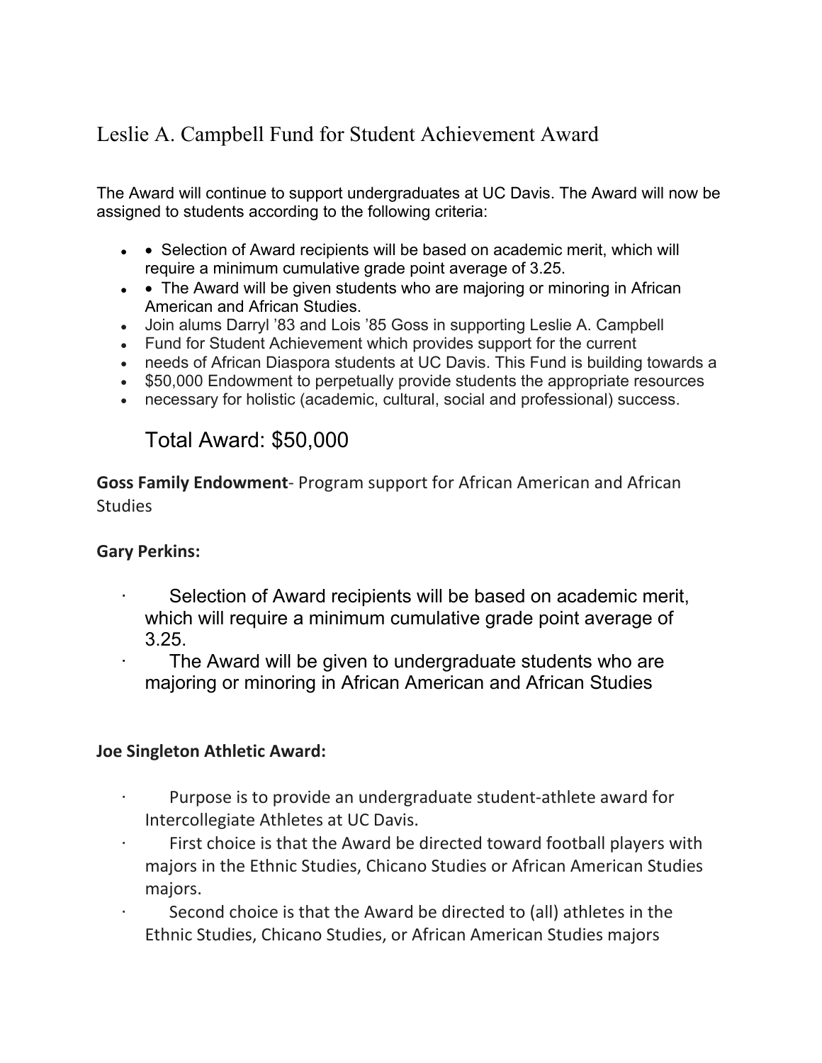# Leslie A. Campbell Fund for Student Achievement Award

The Award will continue to support undergraduates at UC Davis. The Award will now be assigned to students according to the following criteria:

- • Selection of Award recipients will be based on academic merit, which will require a minimum cumulative grade point average of 3.25.
- • The Award will be given students who are majoring or minoring in African American and African Studies.
- Join alums Darryl ’83 and Lois ’85 Goss in supporting Leslie A. Campbell
- Fund for Student Achievement which provides support for the current
- needs of African Diaspora students at UC Davis. This Fund is building towards a
- $50,000 Endowment to perpetually provide students the appropriate resources
- necessary for holistic (academic, cultural, social and professional) success.

Total Award: $50,000

**Goss Family Endowment**- Program support for African American and African Studies

**Gary Perkins:**

- Selection of Award recipients will be based on academic merit, which will require a minimum cumulative grade point average of 3.25.
- The Award will be given to undergraduate students who are majoring or minoring in African American and African Studies

**Joe Singleton Athletic Award:**

- Purpose is to provide an undergraduate student-athlete award for Intercollegiate Athletes at UC Davis.
- First choice is that the Award be directed toward football players with majors in the Ethnic Studies, Chicano Studies or African American Studies majors.
- Second choice is that the Award be directed to (all) athletes in the Ethnic Studies, Chicano Studies, or African American Studies majors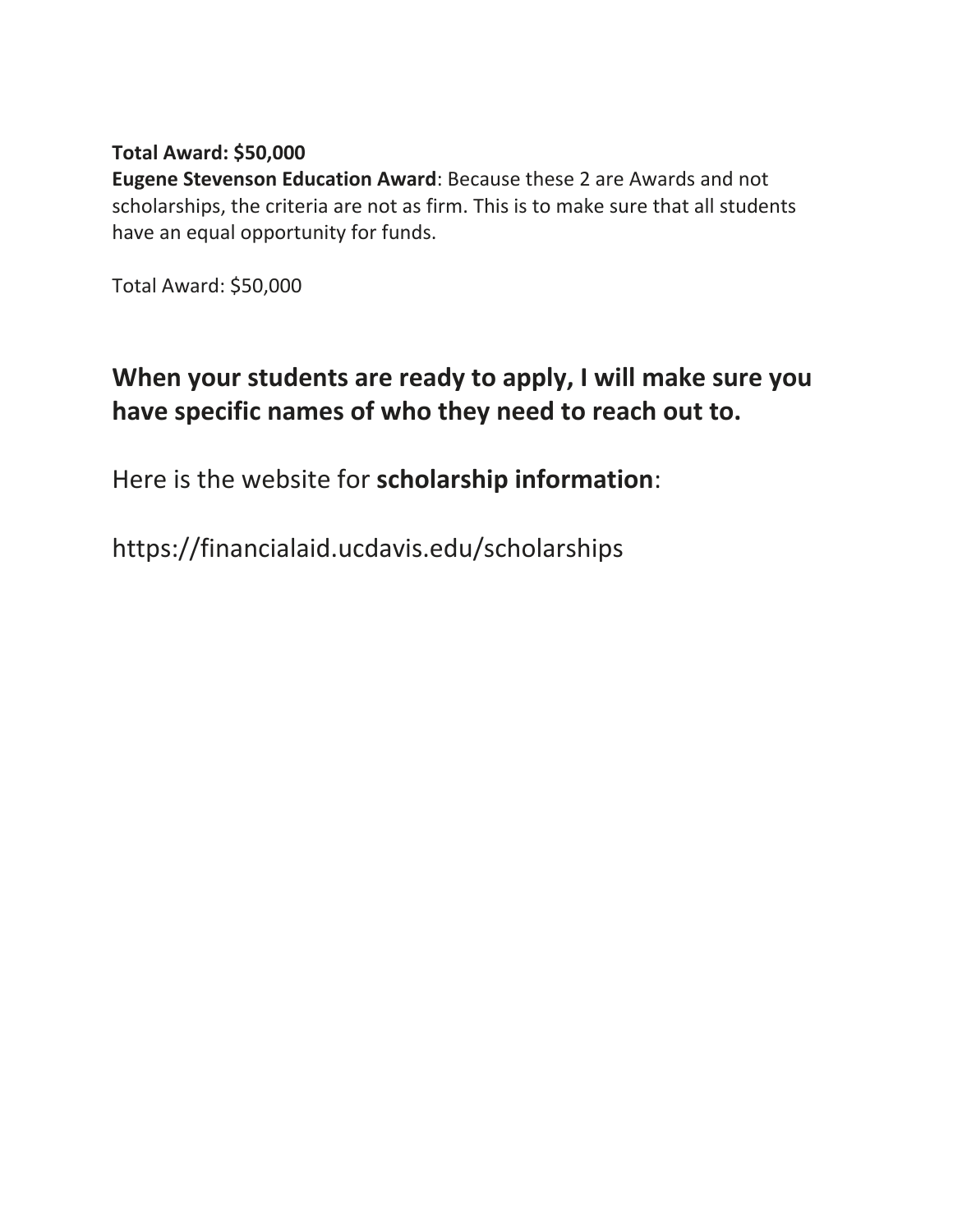**Total Award: $50,000**

**Eugene Stevenson Education Award**: Because these 2 are Awards and not scholarships, the criteria are not as firm. This is to make sure that all students have an equal opportunity for funds.

Total Award: $50,000

## When your students are ready to apply, I will make sure you have specific names of who they need to reach out to.

Here is the website for **scholarship information**:

https://financialaid.ucdavis.edu/scholarships